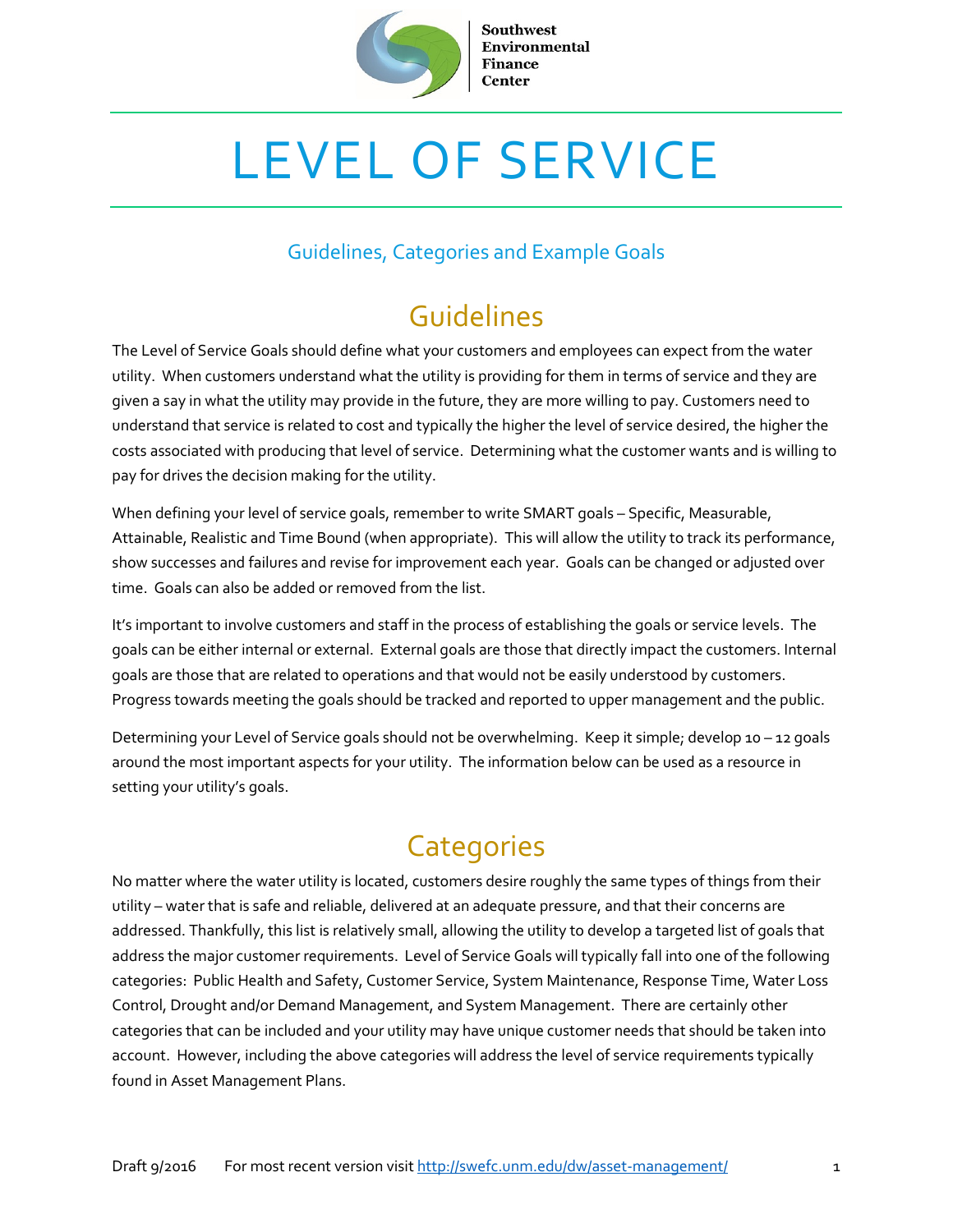Southwest Environmental Finance Center

# LEVEL OF SERVICE

### Guidelines, Categories and Example Goals

## Guidelines

The Level of Service Goals should define what your customers and employees can expect from the water utility. When customers understand what the utility is providing for them in terms of service and they are given a say in what the utility may provide in the future, they are more willing to pay. Customers need to understand that service is related to cost and typically the higher the level of service desired, the higher the costs associated with producing that level of service. Determining what the customer wants and is willing to pay for drives the decision making for the utility.

When defining your level of service goals, remember to write SMART goals – Specific, Measurable, Attainable, Realistic and Time Bound (when appropriate). This will allow the utility to track its performance, show successes and failures and revise for improvement each year. Goals can be changed or adjusted over time. Goals can also be added or removed from the list.

It's important to involve customers and staff in the process of establishing the goals or service levels. The goals can be either internal or external. External goals are those that directly impact the customers. Internal goals are those that are related to operations and that would not be easily understood by customers. Progress towards meeting the goals should be tracked and reported to upper management and the public.

Determining your Level of Service goals should not be overwhelming. Keep it simple; develop 10 – 12 goals around the most important aspects for your utility. The information below can be used as a resource in setting your utility's goals.

## Categories

No matter where the water utility is located, customers desire roughly the same types of things from their utility – water that is safe and reliable, delivered at an adequate pressure, and that their concerns are addressed. Thankfully, this list is relatively small, allowing the utility to develop a targeted list of goals that address the major customer requirements. Level of Service Goals will typically fall into one of the following categories: Public Health and Safety, Customer Service, System Maintenance, Response Time, Water Loss Control, Drought and/or Demand Management, and System Management. There are certainly other categories that can be included and your utility may have unique customer needs that should be taken into account. However, including the above categories will address the level of service requirements typically found in Asset Management Plans.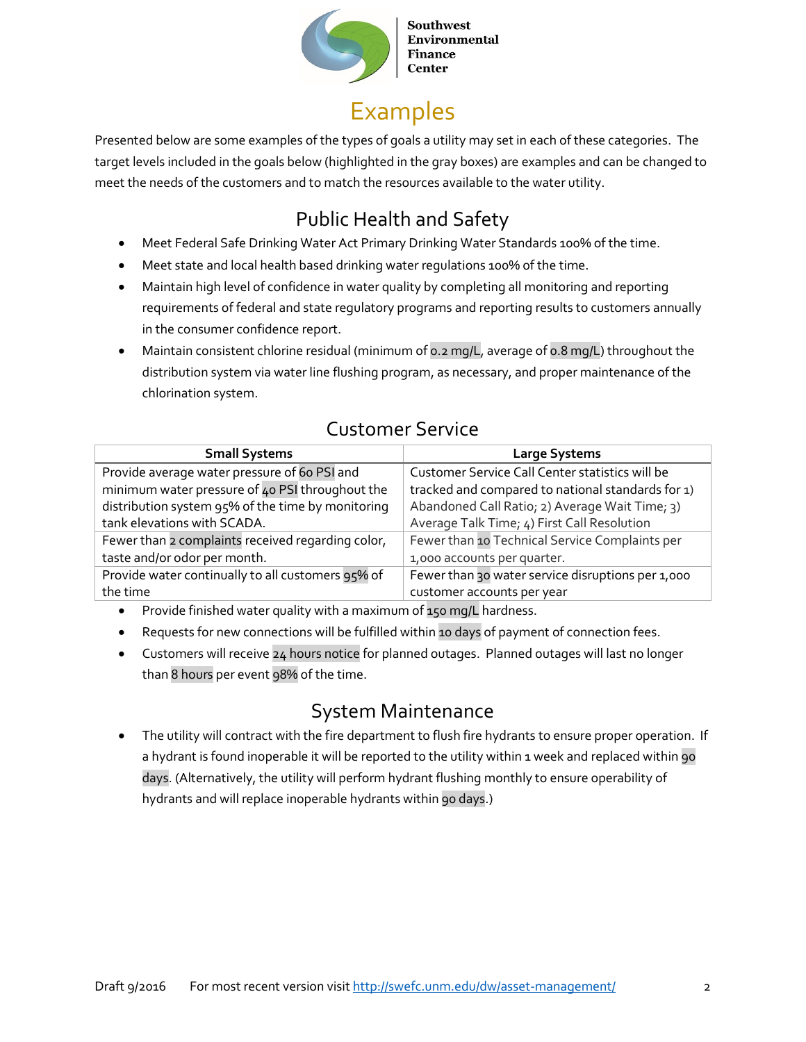# Examples

Presented below are some examples of the types of goals a utility may set in each of these categories. The target levels included in the goals below (highlighted in the gray boxes) are examples and can be changed to meet the needs of the customers and to match the resources available to the water utility.

## Public Health and Safety

- Meet Federal Safe Drinking Water Act Primary Drinking Water Standards 100% of the time.
- Meet state and local health based drinking water regulations 100% of the time.
- Maintain high level of confidence in water quality by completing all monitoring and reporting requirements of federal and state regulatory programs and reporting results to customers annually in the consumer confidence report.
- Maintain consistent chlorine residual (minimum of 0.2 mg/L, average of 0.8 mg/L) throughout the distribution system via water line flushing program, as necessary, and proper maintenance of the chlorination system.

## Customer Service

| Small Systems | Large Systems |
|---|---|
| Provide average water pressure of 60 PSI and minimum water pressure of 40 PSI throughout the distribution system 95% of the time by monitoring tank elevations with SCADA. | Customer Service Call Center statistics will be tracked and compared to national standards for 1) Abandoned Call Ratio; 2) Average Wait Time; 3) Average Talk Time; 4) First Call Resolution |
| Fewer than 2 complaints received regarding color, taste and/or odor per month. | Fewer than 10 Technical Service Complaints per 1,000 accounts per quarter. |
| Provide water continually to all customers 95% of the time | Fewer than 30 water service disruptions per 1,000 customer accounts per year |

- Provide finished water quality with a maximum of 150 mg/L hardness.
- Requests for new connections will be fulfilled within 10 days of payment of connection fees.
- Customers will receive 24 hours notice for planned outages. Planned outages will last no longer than 8 hours per event 98% of the time.

## System Maintenance

- The utility will contract with the fire department to flush fire hydrants to ensure proper operation. If a hydrant is found inoperable it will be reported to the utility within 1 week and replaced within 90 days. (Alternatively, the utility will perform hydrant flushing monthly to ensure operability of hydrants and will replace inoperable hydrants within 90 days.)

Draft 9/2016 For most recent version visit http://swefc.unm.edu/dw/asset-management/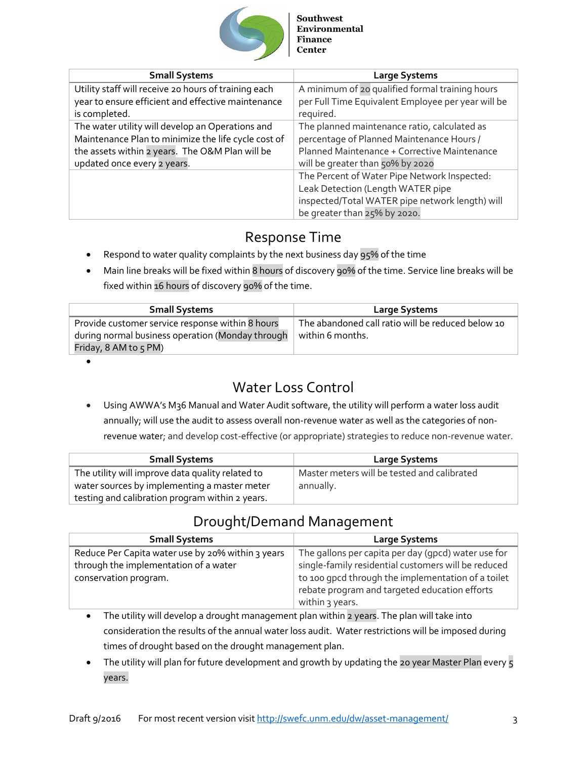| Small Systems | Large Systems |
| --- | --- |
| Utility staff will receive 20 hours of training each year to ensure efficient and effective maintenance is completed. | A minimum of 20 qualified formal training hours per Full Time Equivalent Employee per year will be required. |
| The water utility will develop an Operations and Maintenance Plan to minimize the life cycle cost of the assets within 2 years. The O&M Plan will be updated once every 2 years. | The planned maintenance ratio, calculated as percentage of Planned Maintenance Hours / Planned Maintenance + Corrective Maintenance will be greater than 50% by 2020 |
| | The Percent of Water Pipe Network Inspected: Leak Detection (Length WATER pipe inspected/Total WATER pipe network length) will be greater than 25% by 2020. |

## Response Time

- Respond to water quality complaints by the next business day 95% of the time
- Main line breaks will be fixed within 8 hours of discovery 90% of the time. Service line breaks will be fixed within 16 hours of discovery 90% of the time.

| Small Systems | Large Systems |
| --- | --- |
| Provide customer service response within 8 hours during normal business operation (Monday through Friday, 8 AM to 5 PM) | The abandoned call ratio will be reduced below 10 within 6 months. |

## Water Loss Control

- Using AWWA's M36 Manual and Water Audit software, the utility will perform a water loss audit annually; will use the audit to assess overall non-revenue water as well as the categories of non-revenue water; and develop cost-effective (or appropriate) strategies to reduce non-revenue water.

| Small Systems | Large Systems |
| --- | --- |
| The utility will improve data quality related to water sources by implementing a master meter testing and calibration program within 2 years. | Master meters will be tested and calibrated annually. |

## Drought/Demand Management

| Small Systems | Large Systems |
| --- | --- |
| Reduce Per Capita water use by 20% within 3 years through the implementation of a water conservation program. | The gallons per capita per day (gpcd) water use for single-family residential customers will be reduced to 100 gpcd through the implementation of a toilet rebate program and targeted education efforts within 3 years. |

- The utility will develop a drought management plan within 2 years. The plan will take into consideration the results of the annual water loss audit. Water restrictions will be imposed during times of drought based on the drought management plan.
- The utility will plan for future development and growth by updating the 20 year Master Plan every 5 years.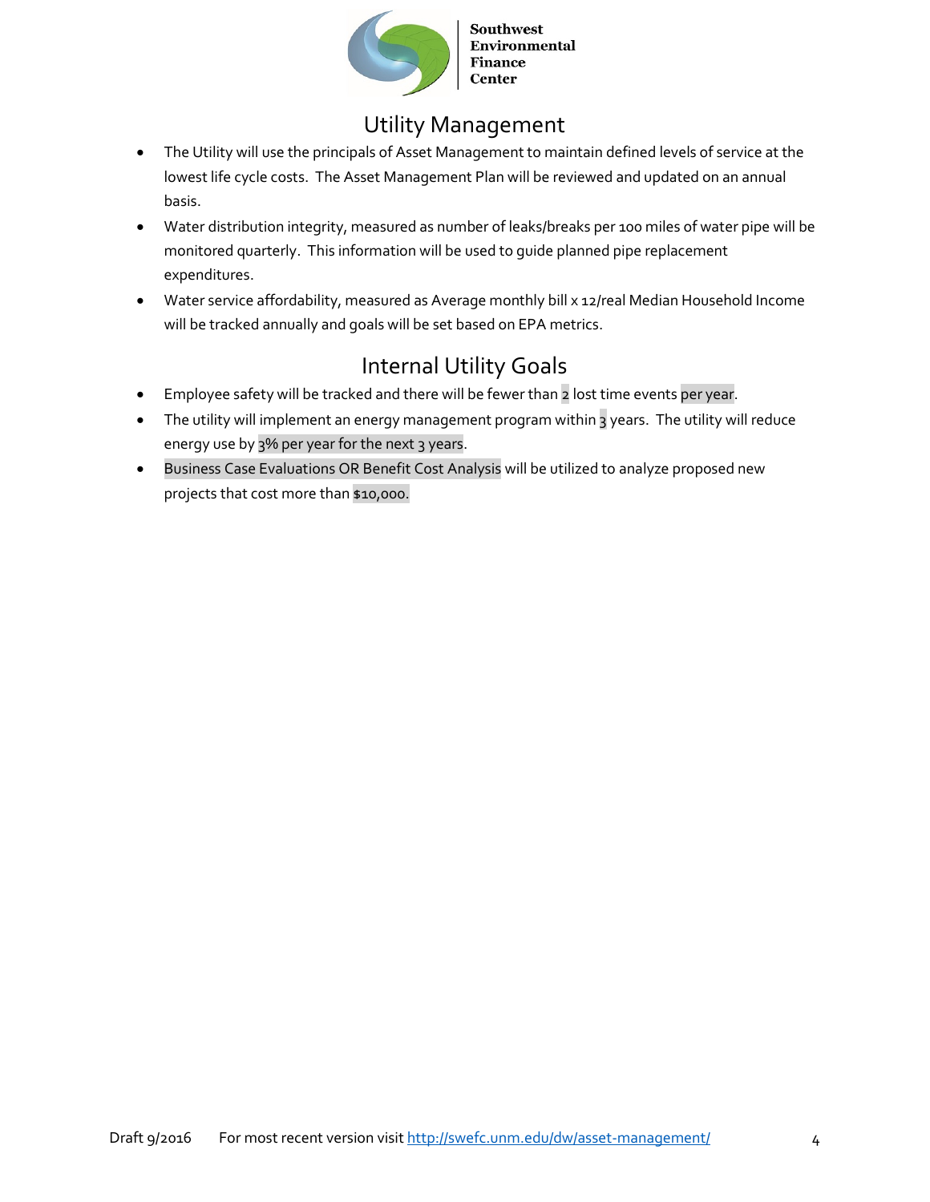## Utility Management

- The Utility will use the principals of Asset Management to maintain defined levels of service at the lowest life cycle costs. The Asset Management Plan will be reviewed and updated on an annual basis.
- Water distribution integrity, measured as number of leaks/breaks per 100 miles of water pipe will be monitored quarterly. This information will be used to guide planned pipe replacement expenditures.
- Water service affordability, measured as Average monthly bill x 12/real Median Household Income will be tracked annually and goals will be set based on EPA metrics.

## Internal Utility Goals

- Employee safety will be tracked and there will be fewer than 2 lost time events per year.
- The utility will implement an energy management program within 3 years. The utility will reduce energy use by 3% per year for the next 3 years.
- Business Case Evaluations OR Benefit Cost Analysis will be utilized to analyze proposed new projects that cost more than $10,000.